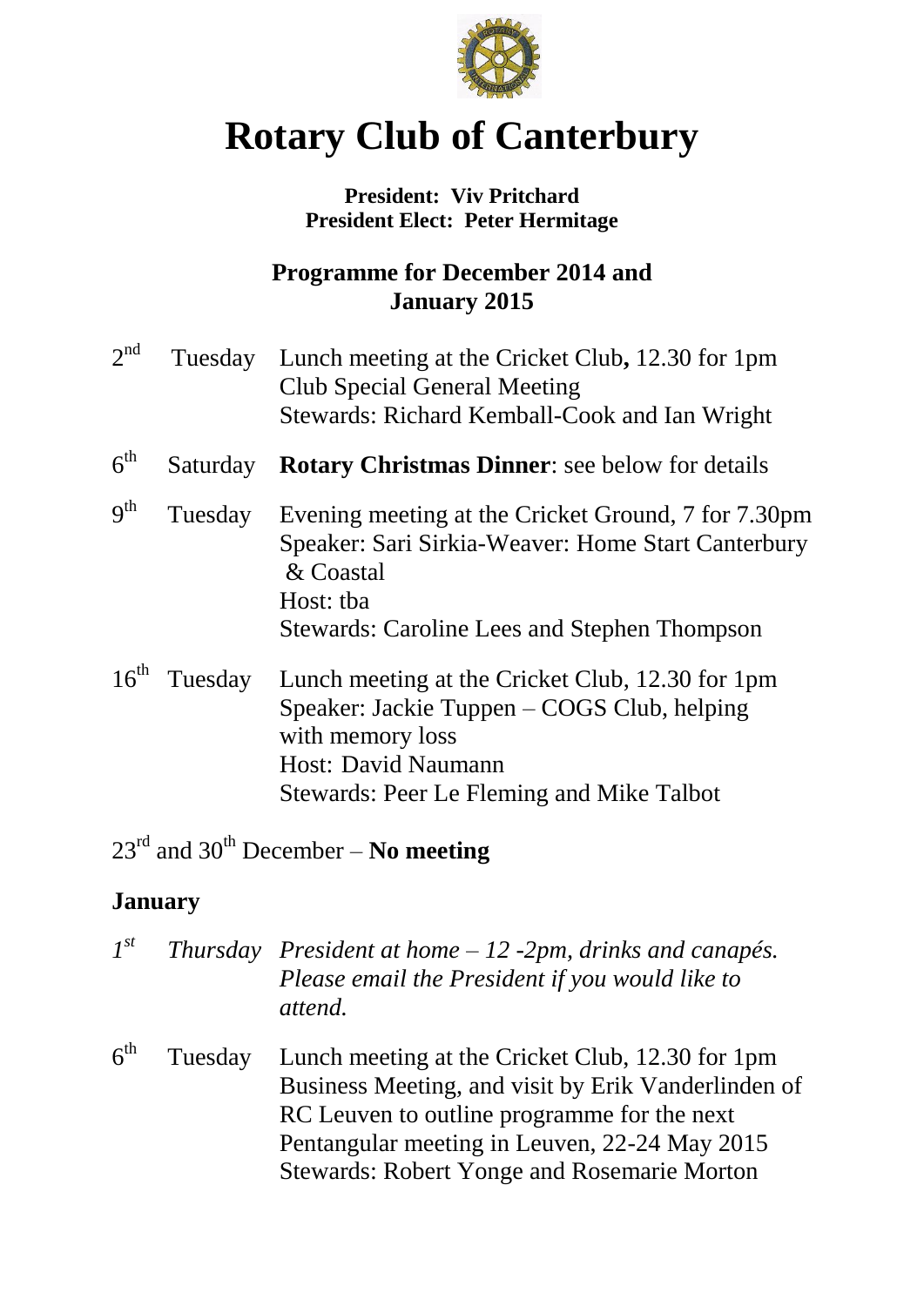# Rotary Club of Canterbury

**President: Viv Pritchard**
**President Elect: Peter Hermitage**

## Programme for December 2014 and January 2015

2nd Tuesday — Lunch meeting at the Cricket Club**,** 12.30 for 1pm
Club Special General Meeting
Stewards: Richard Kemball-Cook and Ian Wright

6th Saturday — **Rotary Christmas Dinner**: see below for details

9th Tuesday — Evening meeting at the Cricket Ground, 7 for 7.30pm
Speaker: Sari Sirkia-Weaver: Home Start Canterbury & Coastal
Host: tba
Stewards: Caroline Lees and Stephen Thompson

16th Tuesday — Lunch meeting at the Cricket Club, 12.30 for 1pm
Speaker: Jackie Tuppen – COGS Club, helping with memory loss
Host: David Naumann
Stewards: Peer Le Fleming and Mike Talbot

23rd and 30th December – **No meeting**

### January

*1st Thursday — President at home – 12 -2pm, drinks and canapés. Please email the President if you would like to attend.*

6th Tuesday — Lunch meeting at the Cricket Club, 12.30 for 1pm
Business Meeting, and visit by Erik Vanderlinden of RC Leuven to outline programme for the next Pentangular meeting in Leuven, 22-24 May 2015
Stewards: Robert Yonge and Rosemarie Morton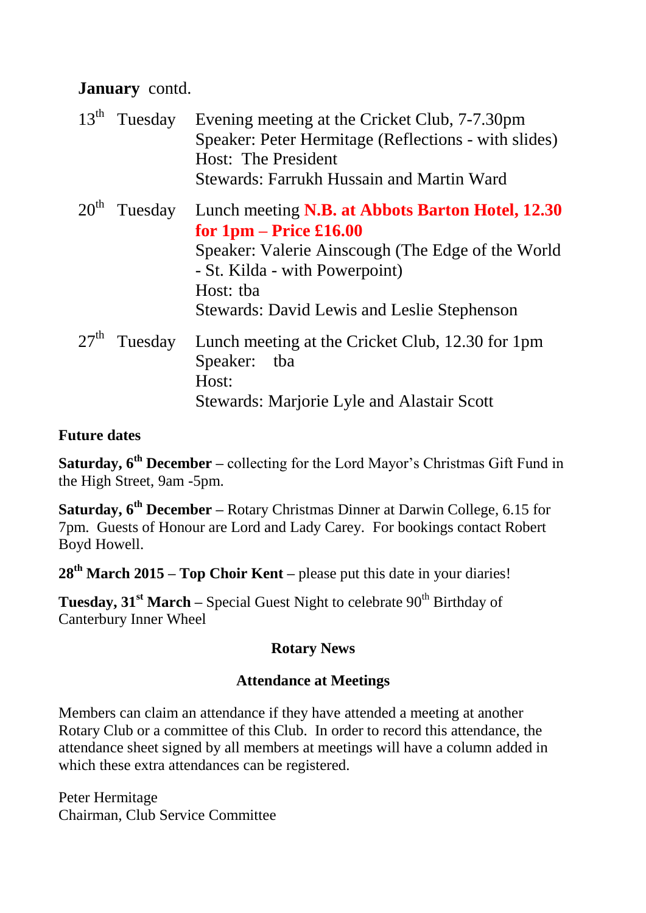**January** contd.

13th Tuesday — Evening meeting at the Cricket Club, 7-7.30pm
Speaker: Peter Hermitage (Reflections - with slides)
Host: The President
Stewards: Farrukh Hussain and Martin Ward

20th Tuesday — Lunch meeting **N.B. at Abbots Barton Hotel, 12.30 for 1pm – Price £16.00**
Speaker: Valerie Ainscough (The Edge of the World - St. Kilda - with Powerpoint)
Host: tba
Stewards: David Lewis and Leslie Stephenson

27th Tuesday — Lunch meeting at the Cricket Club, 12.30 for 1pm
Speaker: tba
Host:
Stewards: Marjorie Lyle and Alastair Scott

**Future dates**

**Saturday, 6th December** – collecting for the Lord Mayor's Christmas Gift Fund in the High Street, 9am -5pm.

**Saturday, 6th December** – Rotary Christmas Dinner at Darwin College, 6.15 for 7pm. Guests of Honour are Lord and Lady Carey. For bookings contact Robert Boyd Howell.

**28th March 2015 – Top Choir Kent** – please put this date in your diaries!

**Tuesday, 31st March** – Special Guest Night to celebrate 90th Birthday of Canterbury Inner Wheel

## Rotary News

### Attendance at Meetings

Members can claim an attendance if they have attended a meeting at another Rotary Club or a committee of this Club. In order to record this attendance, the attendance sheet signed by all members at meetings will have a column added in which these extra attendances can be registered.

Peter Hermitage
Chairman, Club Service Committee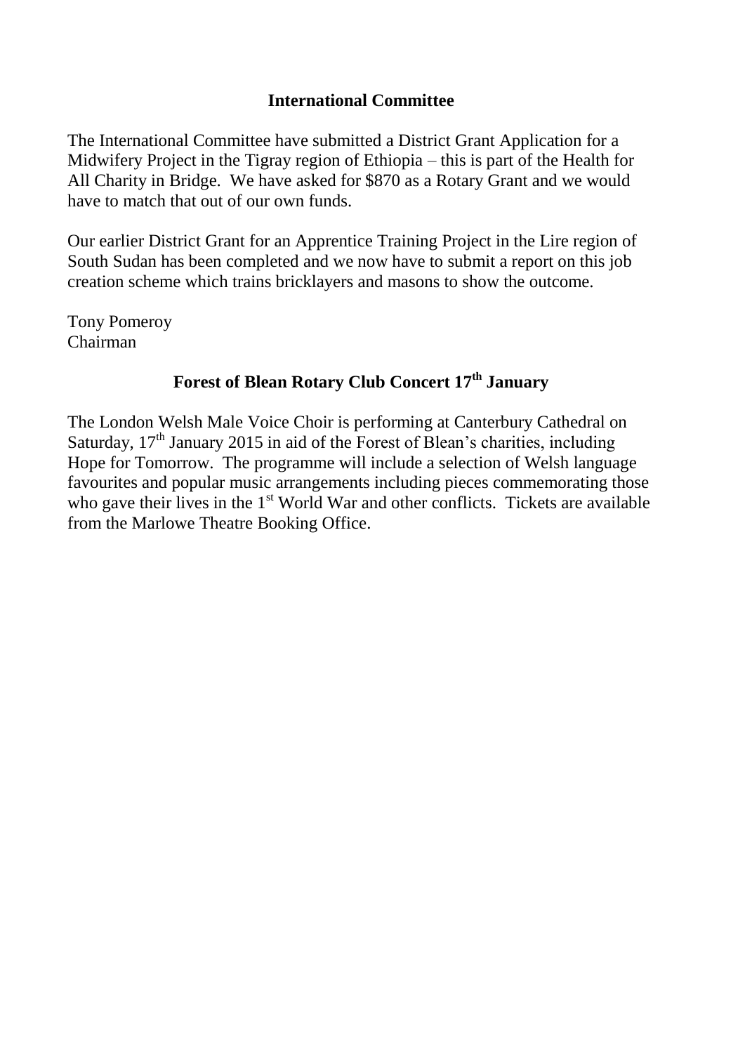## International Committee

The International Committee have submitted a District Grant Application for a Midwifery Project in the Tigray region of Ethiopia – this is part of the Health for All Charity in Bridge. We have asked for $870 as a Rotary Grant and we would have to match that out of our own funds.

Our earlier District Grant for an Apprentice Training Project in the Lire region of South Sudan has been completed and we now have to submit a report on this job creation scheme which trains bricklayers and masons to show the outcome.

Tony Pomeroy
Chairman

## Forest of Blean Rotary Club Concert 17th January

The London Welsh Male Voice Choir is performing at Canterbury Cathedral on Saturday, 17th January 2015 in aid of the Forest of Blean's charities, including Hope for Tomorrow. The programme will include a selection of Welsh language favourites and popular music arrangements including pieces commemorating those who gave their lives in the 1st World War and other conflicts. Tickets are available from the Marlowe Theatre Booking Office.